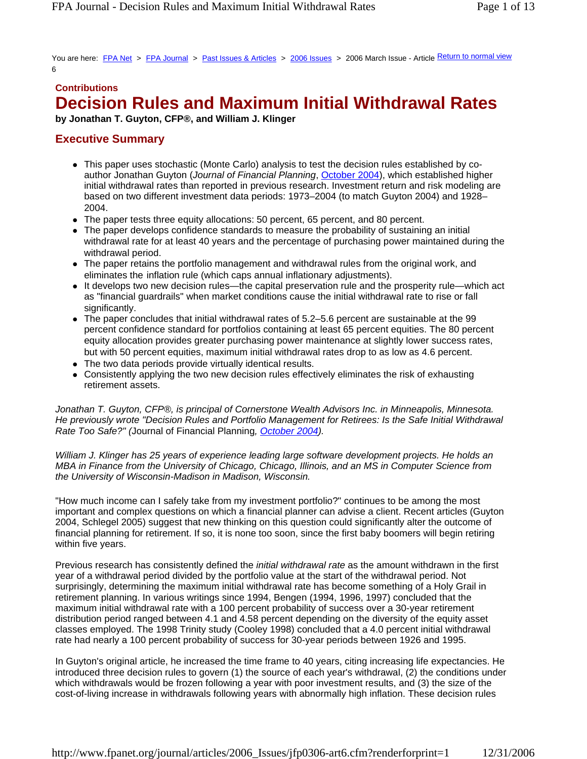You are here: FPA Net > FPA Journal > Past Issues & Articles > 2006 Issues > 2006 March Issue - Article 6

Return to normal view

**Contributions**

# Decision Rules and Maximum Initial Withdrawal Rates

**by Jonathan T. Guyton, CFP®, and William J. Klinger**

## Executive Summary

- This paper uses stochastic (Monte Carlo) analysis to test the decision rules established by co-author Jonathan Guyton (*Journal of Financial Planning*, October 2004), which established higher initial withdrawal rates than reported in previous research. Investment return and risk modeling are based on two different investment data periods: 1973–2004 (to match Guyton 2004) and 1928–2004.
- The paper tests three equity allocations: 50 percent, 65 percent, and 80 percent.
- The paper develops confidence standards to measure the probability of sustaining an initial withdrawal rate for at least 40 years and the percentage of purchasing power maintained during the withdrawal period.
- The paper retains the portfolio management and withdrawal rules from the original work, and eliminates the inflation rule (which caps annual inflationary adjustments).
- It develops two new decision rules—the capital preservation rule and the prosperity rule—which act as "financial guardrails" when market conditions cause the initial withdrawal rate to rise or fall significantly.
- The paper concludes that initial withdrawal rates of 5.2–5.6 percent are sustainable at the 99 percent confidence standard for portfolios containing at least 65 percent equities. The 80 percent equity allocation provides greater purchasing power maintenance at slightly lower success rates, but with 50 percent equities, maximum initial withdrawal rates drop to as low as 4.6 percent.
- The two data periods provide virtually identical results.
- Consistently applying the two new decision rules effectively eliminates the risk of exhausting retirement assets.

*Jonathan T. Guyton, CFP®, is principal of Cornerstone Wealth Advisors Inc. in Minneapolis, Minnesota. He previously wrote "Decision Rules and Portfolio Management for Retirees: Is the Safe Initial Withdrawal Rate Too Safe?" (*Journal of Financial Planning*, October 2004).*

*William J. Klinger has 25 years of experience leading large software development projects. He holds an MBA in Finance from the University of Chicago, Chicago, Illinois, and an MS in Computer Science from the University of Wisconsin-Madison in Madison, Wisconsin.*

"How much income can I safely take from my investment portfolio?" continues to be among the most important and complex questions on which a financial planner can advise a client. Recent articles (Guyton 2004, Schlegel 2005) suggest that new thinking on this question could significantly alter the outcome of financial planning for retirement. If so, it is none too soon, since the first baby boomers will begin retiring within five years.

Previous research has consistently defined the *initial withdrawal rate* as the amount withdrawn in the first year of a withdrawal period divided by the portfolio value at the start of the withdrawal period. Not surprisingly, determining the maximum initial withdrawal rate has become something of a Holy Grail in retirement planning. In various writings since 1994, Bengen (1994, 1996, 1997) concluded that the maximum initial withdrawal rate with a 100 percent probability of success over a 30-year retirement distribution period ranged between 4.1 and 4.58 percent depending on the diversity of the equity asset classes employed. The 1998 Trinity study (Cooley 1998) concluded that a 4.0 percent initial withdrawal rate had nearly a 100 percent probability of success for 30-year periods between 1926 and 1995.

In Guyton's original article, he increased the time frame to 40 years, citing increasing life expectancies. He introduced three decision rules to govern (1) the source of each year's withdrawal, (2) the conditions under which withdrawals would be frozen following a year with poor investment results, and (3) the size of the cost-of-living increase in withdrawals following years with abnormally high inflation. These decision rules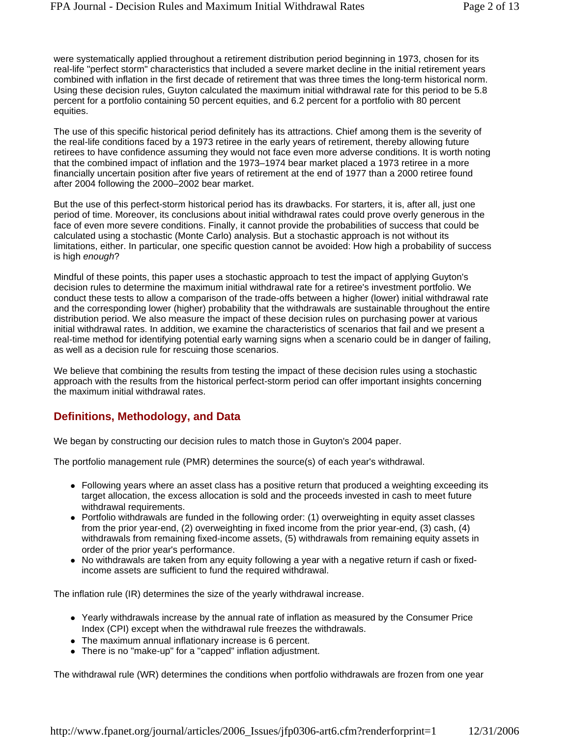were systematically applied throughout a retirement distribution period beginning in 1973, chosen for its real-life "perfect storm" characteristics that included a severe market decline in the initial retirement years combined with inflation in the first decade of retirement that was three times the long-term historical norm. Using these decision rules, Guyton calculated the maximum initial withdrawal rate for this period to be 5.8 percent for a portfolio containing 50 percent equities, and 6.2 percent for a portfolio with 80 percent equities.

The use of this specific historical period definitely has its attractions. Chief among them is the severity of the real-life conditions faced by a 1973 retiree in the early years of retirement, thereby allowing future retirees to have confidence assuming they would not face even more adverse conditions. It is worth noting that the combined impact of inflation and the 1973–1974 bear market placed a 1973 retiree in a more financially uncertain position after five years of retirement at the end of 1977 than a 2000 retiree found after 2004 following the 2000–2002 bear market.

But the use of this perfect-storm historical period has its drawbacks. For starters, it is, after all, just one period of time. Moreover, its conclusions about initial withdrawal rates could prove overly generous in the face of even more severe conditions. Finally, it cannot provide the probabilities of success that could be calculated using a stochastic (Monte Carlo) analysis. But a stochastic approach is not without its limitations, either. In particular, one specific question cannot be avoided: How high a probability of success is high *enough*?

Mindful of these points, this paper uses a stochastic approach to test the impact of applying Guyton's decision rules to determine the maximum initial withdrawal rate for a retiree's investment portfolio. We conduct these tests to allow a comparison of the trade-offs between a higher (lower) initial withdrawal rate and the corresponding lower (higher) probability that the withdrawals are sustainable throughout the entire distribution period. We also measure the impact of these decision rules on purchasing power at various initial withdrawal rates. In addition, we examine the characteristics of scenarios that fail and we present a real-time method for identifying potential early warning signs when a scenario could be in danger of failing, as well as a decision rule for rescuing those scenarios.

We believe that combining the results from testing the impact of these decision rules using a stochastic approach with the results from the historical perfect-storm period can offer important insights concerning the maximum initial withdrawal rates.

## Definitions, Methodology, and Data

We began by constructing our decision rules to match those in Guyton's 2004 paper.

The portfolio management rule (PMR) determines the source(s) of each year's withdrawal.

- Following years where an asset class has a positive return that produced a weighting exceeding its target allocation, the excess allocation is sold and the proceeds invested in cash to meet future withdrawal requirements.
- Portfolio withdrawals are funded in the following order: (1) overweighting in equity asset classes from the prior year-end, (2) overweighting in fixed income from the prior year-end, (3) cash, (4) withdrawals from remaining fixed-income assets, (5) withdrawals from remaining equity assets in order of the prior year's performance.
- No withdrawals are taken from any equity following a year with a negative return if cash or fixed-income assets are sufficient to fund the required withdrawal.

The inflation rule (IR) determines the size of the yearly withdrawal increase.

- Yearly withdrawals increase by the annual rate of inflation as measured by the Consumer Price Index (CPI) except when the withdrawal rule freezes the withdrawals.
- The maximum annual inflationary increase is 6 percent.
- There is no "make-up" for a "capped" inflation adjustment.

The withdrawal rule (WR) determines the conditions when portfolio withdrawals are frozen from one year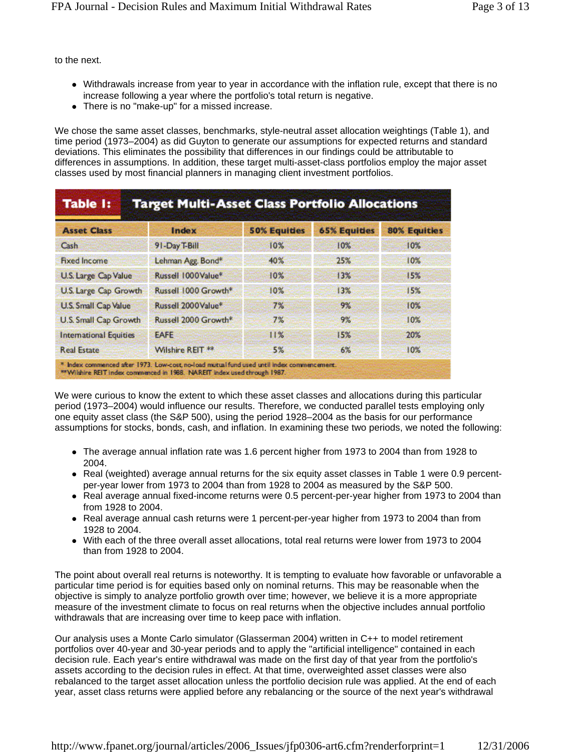to the next.

- Withdrawals increase from year to year in accordance with the inflation rule, except that there is no increase following a year where the portfolio's total return is negative.
- There is no "make-up" for a missed increase.

We chose the same asset classes, benchmarks, style-neutral asset allocation weightings (Table 1), and time period (1973–2004) as did Guyton to generate our assumptions for expected returns and standard deviations. This eliminates the possibility that differences in our findings could be attributable to differences in assumptions. In addition, these target multi-asset-class portfolios employ the major asset classes used by most financial planners in managing client investment portfolios.

**Table 1: Target Multi-Asset Class Portfolio Allocations**

| Asset Class | Index | 50% Equities | 65% Equities | 80% Equities |
|---|---|---|---|---|
| Cash | 91-Day T-Bill | 10% | 10% | 10% |
| Fixed Income | Lehman Agg. Bond* | 40% | 25% | 10% |
| U.S. Large Cap Value | Russell 1000Value* | 10% | 13% | 15% |
| U.S. Large Cap Growth | Russell 1000 Growth* | 10% | 13% | 15% |
| U.S. Small Cap Value | Russell 2000Value* | 7% | 9% | 10% |
| U.S. Small Cap Growth | Russell 2000 Growth* | 7% | 9% | 10% |
| International Equities | EAFE | 11% | 15% | 20% |
| Real Estate | Wilshire REIT ** | 5% | 6% | 10% |

\* Index commenced after 1973. Low-cost, no-load mutual fund used until index commencement.
\*\*Wilshire REIT index commenced in 1988. NAREIT index used through 1987.

We were curious to know the extent to which these asset classes and allocations during this particular period (1973–2004) would influence our results. Therefore, we conducted parallel tests employing only one equity asset class (the S&P 500), using the period 1928–2004 as the basis for our performance assumptions for stocks, bonds, cash, and inflation. In examining these two periods, we noted the following:

- The average annual inflation rate was 1.6 percent higher from 1973 to 2004 than from 1928 to 2004.
- Real (weighted) average annual returns for the six equity asset classes in Table 1 were 0.9 percent-per-year lower from 1973 to 2004 than from 1928 to 2004 as measured by the S&P 500.
- Real average annual fixed-income returns were 0.5 percent-per-year higher from 1973 to 2004 than from 1928 to 2004.
- Real average annual cash returns were 1 percent-per-year higher from 1973 to 2004 than from 1928 to 2004.
- With each of the three overall asset allocations, total real returns were lower from 1973 to 2004 than from 1928 to 2004.

The point about overall real returns is noteworthy. It is tempting to evaluate how favorable or unfavorable a particular time period is for equities based only on nominal returns. This may be reasonable when the objective is simply to analyze portfolio growth over time; however, we believe it is a more appropriate measure of the investment climate to focus on real returns when the objective includes annual portfolio withdrawals that are increasing over time to keep pace with inflation.

Our analysis uses a Monte Carlo simulator (Glasserman 2004) written in C++ to model retirement portfolios over 40-year and 30-year periods and to apply the "artificial intelligence" contained in each decision rule. Each year's entire withdrawal was made on the first day of that year from the portfolio's assets according to the decision rules in effect. At that time, overweighted asset classes were also rebalanced to the target asset allocation unless the portfolio decision rule was applied. At the end of each year, asset class returns were applied before any rebalancing or the source of the next year's withdrawal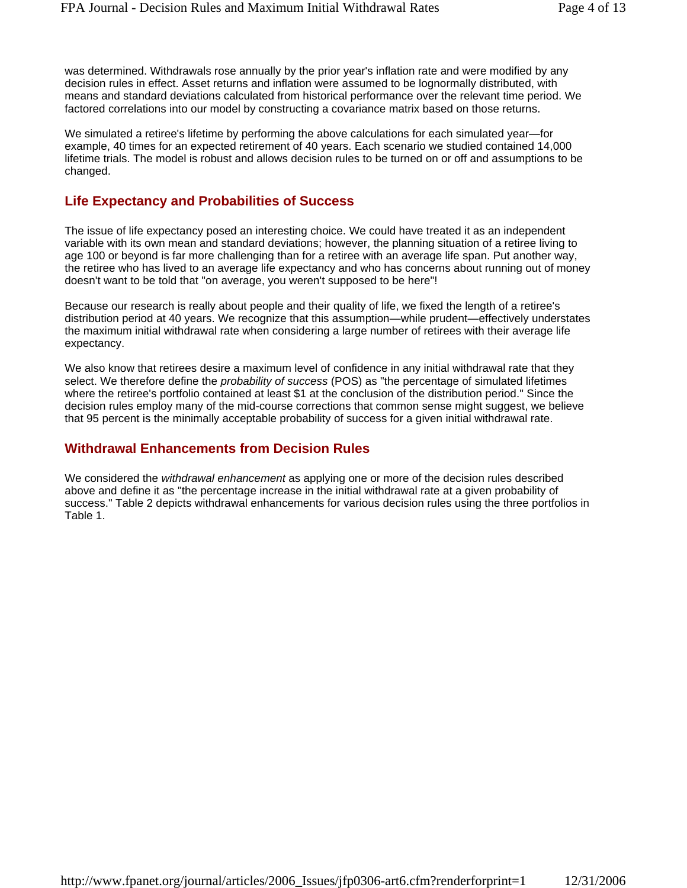was determined. Withdrawals rose annually by the prior year's inflation rate and were modified by any decision rules in effect. Asset returns and inflation were assumed to be lognormally distributed, with means and standard deviations calculated from historical performance over the relevant time period. We factored correlations into our model by constructing a covariance matrix based on those returns.

We simulated a retiree's lifetime by performing the above calculations for each simulated year—for example, 40 times for an expected retirement of 40 years. Each scenario we studied contained 14,000 lifetime trials. The model is robust and allows decision rules to be turned on or off and assumptions to be changed.

## Life Expectancy and Probabilities of Success

The issue of life expectancy posed an interesting choice. We could have treated it as an independent variable with its own mean and standard deviations; however, the planning situation of a retiree living to age 100 or beyond is far more challenging than for a retiree with an average life span. Put another way, the retiree who has lived to an average life expectancy and who has concerns about running out of money doesn't want to be told that "on average, you weren't supposed to be here"!

Because our research is really about people and their quality of life, we fixed the length of a retiree's distribution period at 40 years. We recognize that this assumption—while prudent—effectively understates the maximum initial withdrawal rate when considering a large number of retirees with their average life expectancy.

We also know that retirees desire a maximum level of confidence in any initial withdrawal rate that they select. We therefore define the *probability of success* (POS) as "the percentage of simulated lifetimes where the retiree's portfolio contained at least $1 at the conclusion of the distribution period." Since the decision rules employ many of the mid-course corrections that common sense might suggest, we believe that 95 percent is the minimally acceptable probability of success for a given initial withdrawal rate.

## Withdrawal Enhancements from Decision Rules

We considered the *withdrawal enhancement* as applying one or more of the decision rules described above and define it as "the percentage increase in the initial withdrawal rate at a given probability of success." Table 2 depicts withdrawal enhancements for various decision rules using the three portfolios in Table 1.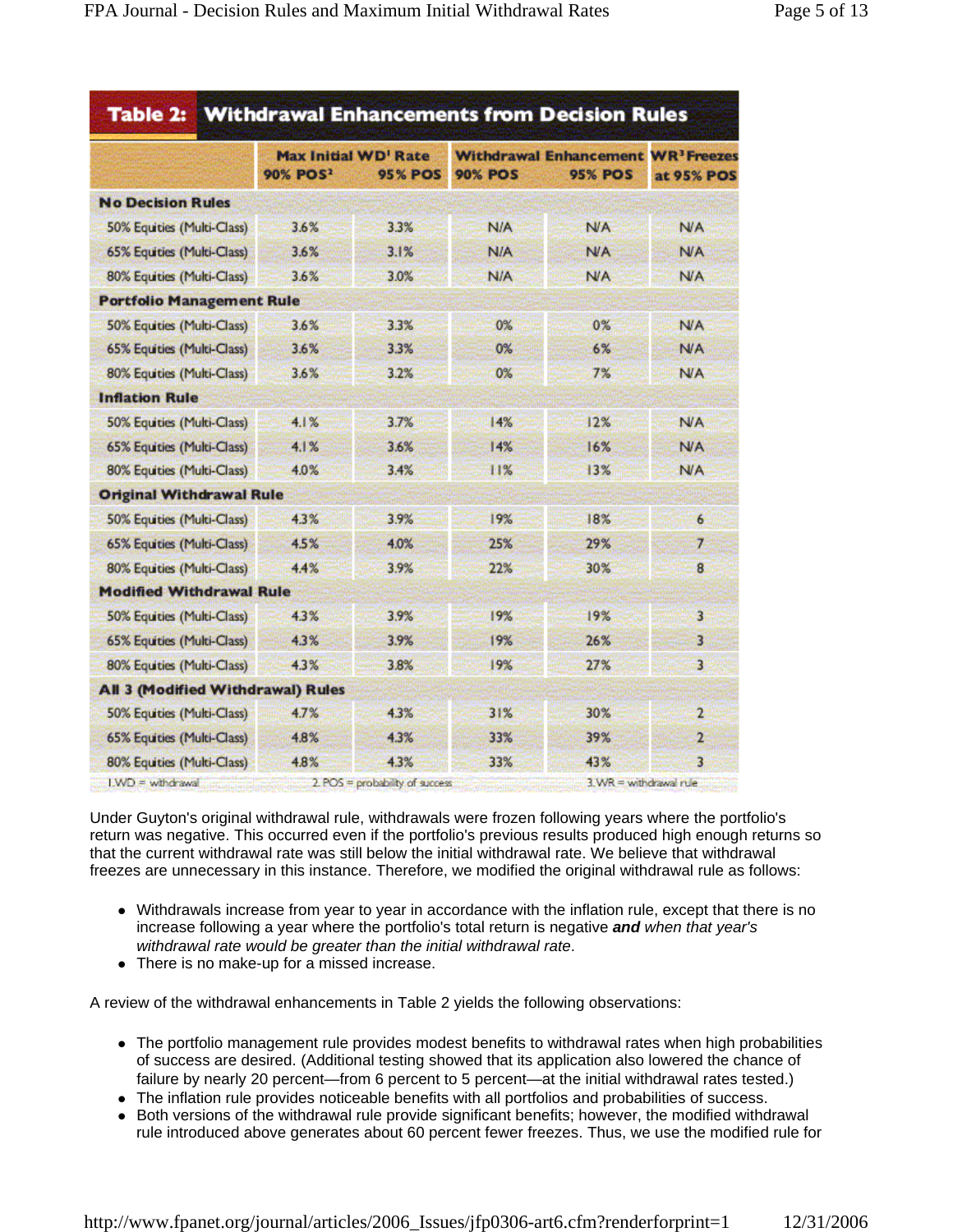**Table 2: Withdrawal Enhancements from Decision Rules**

| | Max Initial WD[1] Rate | | Withdrawal Enhancement | | WR[3] Freezes |
|---|---|---|---|---|---|
| | 90% POS[2] | 95% POS | 90% POS | 95% POS | at 95% POS |
| **No Decision Rules** | | | | | |
| 50% Equities (Multi-Class) | 3.6% | 3.3% | N/A | N/A | N/A |
| 65% Equities (Multi-Class) | 3.6% | 3.1% | N/A | N/A | N/A |
| 80% Equities (Multi-Class) | 3.6% | 3.0% | N/A | N/A | N/A |
| **Portfolio Management Rule** | | | | | |
| 50% Equities (Multi-Class) | 3.6% | 3.3% | 0% | 0% | N/A |
| 65% Equities (Multi-Class) | 3.6% | 3.3% | 0% | 6% | N/A |
| 80% Equities (Multi-Class) | 3.6% | 3.2% | 0% | 7% | N/A |
| **Inflation Rule** | | | | | |
| 50% Equities (Multi-Class) | 4.1% | 3.7% | 14% | 12% | N/A |
| 65% Equities (Multi-Class) | 4.1% | 3.6% | 14% | 16% | N/A |
| 80% Equities (Multi-Class) | 4.0% | 3.4% | 11% | 13% | N/A |
| **Original Withdrawal Rule** | | | | | |
| 50% Equities (Multi-Class) | 4.3% | 3.9% | 19% | 18% | 6 |
| 65% Equities (Multi-Class) | 4.5% | 4.0% | 25% | 29% | 7 |
| 80% Equities (Multi-Class) | 4.4% | 3.9% | 22% | 30% | 8 |
| **Modified Withdrawal Rule** | | | | | |
| 50% Equities (Multi-Class) | 4.3% | 3.9% | 19% | 19% | 3 |
| 65% Equities (Multi-Class) | 4.3% | 3.9% | 19% | 26% | 3 |
| 80% Equities (Multi-Class) | 4.3% | 3.8% | 19% | 27% | 3 |
| **All 3 (Modified Withdrawal) Rules** | | | | | |
| 50% Equities (Multi-Class) | 4.7% | 4.3% | 31% | 30% | 2 |
| 65% Equities (Multi-Class) | 4.8% | 4.3% | 33% | 39% | 2 |
| 80% Equities (Multi-Class) | 4.8% | 4.3% | 33% | 43% | 3 |

1. WD = withdrawal 2. POS = probability of success 3. WR = withdrawal rule

Under Guyton's original withdrawal rule, withdrawals were frozen following years where the portfolio's return was negative. This occurred even if the portfolio's previous results produced high enough returns so that the current withdrawal rate was still below the initial withdrawal rate. We believe that withdrawal freezes are unnecessary in this instance. Therefore, we modified the original withdrawal rule as follows:

- Withdrawals increase from year to year in accordance with the inflation rule, except that there is no increase following a year where the portfolio's total return is negative ***and** when that year's withdrawal rate would be greater than the initial withdrawal rate*.
- There is no make-up for a missed increase.

A review of the withdrawal enhancements in Table 2 yields the following observations:

- The portfolio management rule provides modest benefits to withdrawal rates when high probabilities of success are desired. (Additional testing showed that its application also lowered the chance of failure by nearly 20 percent—from 6 percent to 5 percent—at the initial withdrawal rates tested.)
- The inflation rule provides noticeable benefits with all portfolios and probabilities of success.
- Both versions of the withdrawal rule provide significant benefits; however, the modified withdrawal rule introduced above generates about 60 percent fewer freezes. Thus, we use the modified rule for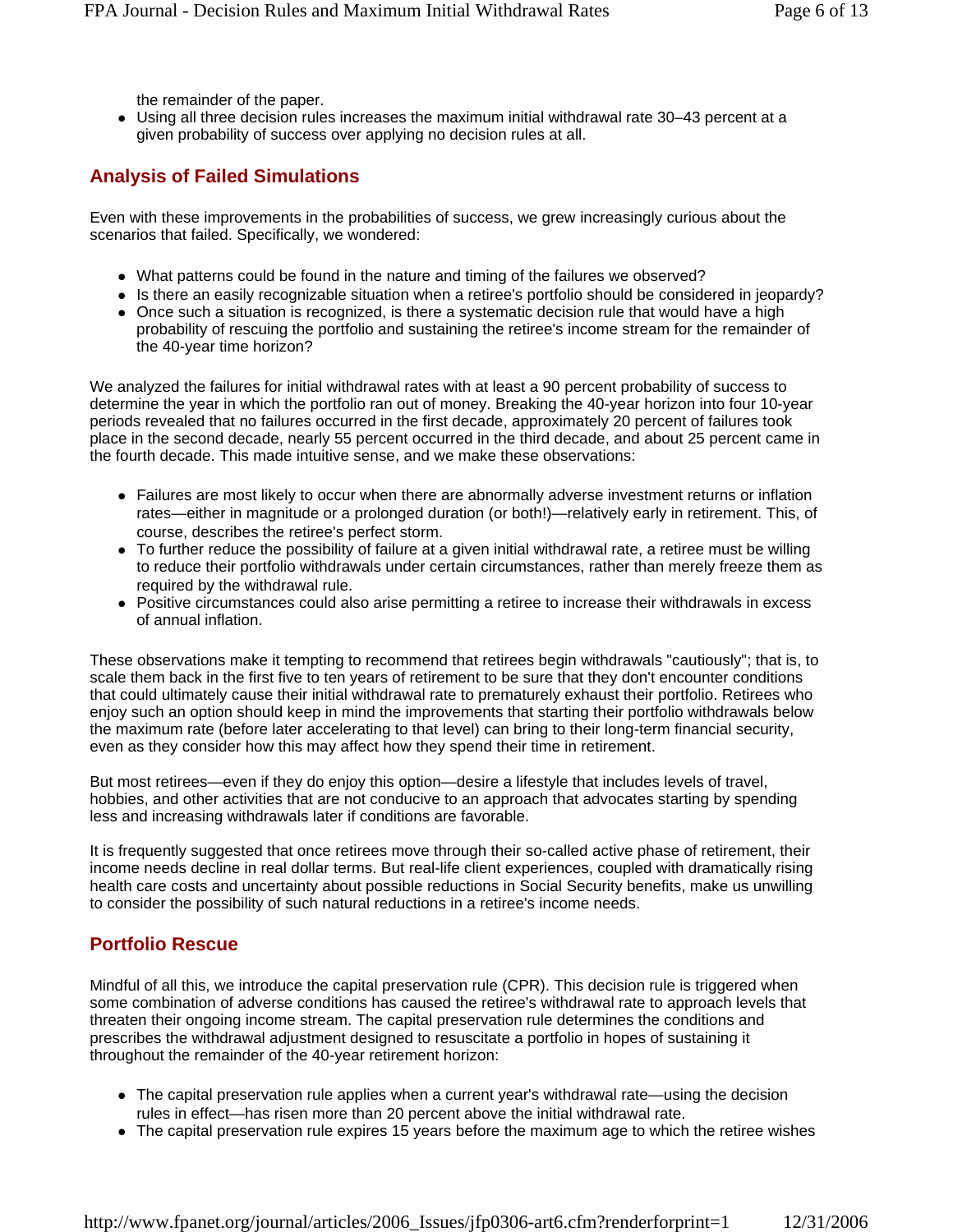the remainder of the paper.

- Using all three decision rules increases the maximum initial withdrawal rate 30–43 percent at a given probability of success over applying no decision rules at all.

## Analysis of Failed Simulations

Even with these improvements in the probabilities of success, we grew increasingly curious about the scenarios that failed. Specifically, we wondered:

- What patterns could be found in the nature and timing of the failures we observed?
- Is there an easily recognizable situation when a retiree's portfolio should be considered in jeopardy?
- Once such a situation is recognized, is there a systematic decision rule that would have a high probability of rescuing the portfolio and sustaining the retiree's income stream for the remainder of the 40-year time horizon?

We analyzed the failures for initial withdrawal rates with at least a 90 percent probability of success to determine the year in which the portfolio ran out of money. Breaking the 40-year horizon into four 10-year periods revealed that no failures occurred in the first decade, approximately 20 percent of failures took place in the second decade, nearly 55 percent occurred in the third decade, and about 25 percent came in the fourth decade. This made intuitive sense, and we make these observations:

- Failures are most likely to occur when there are abnormally adverse investment returns or inflation rates—either in magnitude or a prolonged duration (or both!)—relatively early in retirement. This, of course, describes the retiree's perfect storm.
- To further reduce the possibility of failure at a given initial withdrawal rate, a retiree must be willing to reduce their portfolio withdrawals under certain circumstances, rather than merely freeze them as required by the withdrawal rule.
- Positive circumstances could also arise permitting a retiree to increase their withdrawals in excess of annual inflation.

These observations make it tempting to recommend that retirees begin withdrawals "cautiously"; that is, to scale them back in the first five to ten years of retirement to be sure that they don't encounter conditions that could ultimately cause their initial withdrawal rate to prematurely exhaust their portfolio. Retirees who enjoy such an option should keep in mind the improvements that starting their portfolio withdrawals below the maximum rate (before later accelerating to that level) can bring to their long-term financial security, even as they consider how this may affect how they spend their time in retirement.

But most retirees—even if they do enjoy this option—desire a lifestyle that includes levels of travel, hobbies, and other activities that are not conducive to an approach that advocates starting by spending less and increasing withdrawals later if conditions are favorable.

It is frequently suggested that once retirees move through their so-called active phase of retirement, their income needs decline in real dollar terms. But real-life client experiences, coupled with dramatically rising health care costs and uncertainty about possible reductions in Social Security benefits, make us unwilling to consider the possibility of such natural reductions in a retiree's income needs.

## Portfolio Rescue

Mindful of all this, we introduce the capital preservation rule (CPR). This decision rule is triggered when some combination of adverse conditions has caused the retiree's withdrawal rate to approach levels that threaten their ongoing income stream. The capital preservation rule determines the conditions and prescribes the withdrawal adjustment designed to resuscitate a portfolio in hopes of sustaining it throughout the remainder of the 40-year retirement horizon:

- The capital preservation rule applies when a current year's withdrawal rate—using the decision rules in effect—has risen more than 20 percent above the initial withdrawal rate.
- The capital preservation rule expires 15 years before the maximum age to which the retiree wishes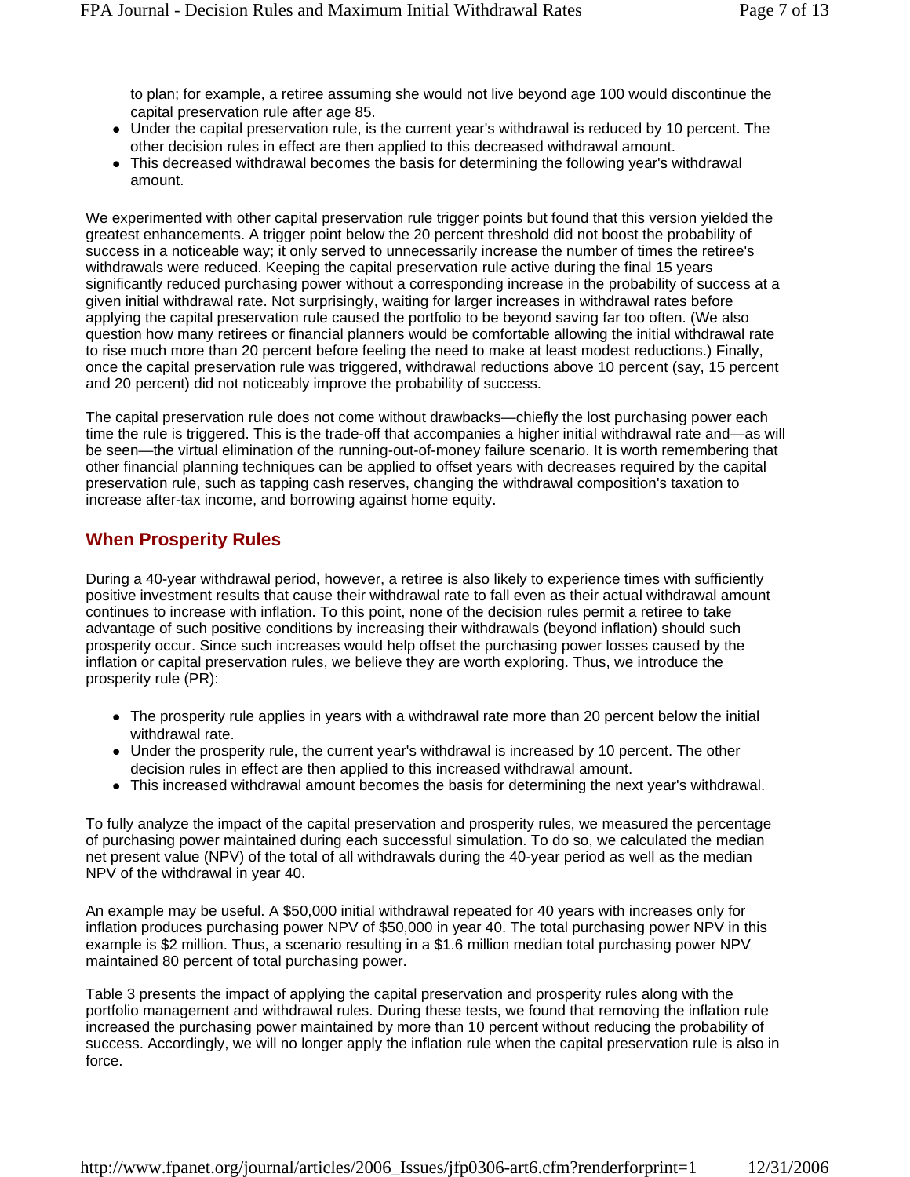to plan; for example, a retiree assuming she would not live beyond age 100 would discontinue the capital preservation rule after age 85.

- Under the capital preservation rule, is the current year's withdrawal is reduced by 10 percent. The other decision rules in effect are then applied to this decreased withdrawal amount.
- This decreased withdrawal becomes the basis for determining the following year's withdrawal amount.

We experimented with other capital preservation rule trigger points but found that this version yielded the greatest enhancements. A trigger point below the 20 percent threshold did not boost the probability of success in a noticeable way; it only served to unnecessarily increase the number of times the retiree's withdrawals were reduced. Keeping the capital preservation rule active during the final 15 years significantly reduced purchasing power without a corresponding increase in the probability of success at a given initial withdrawal rate. Not surprisingly, waiting for larger increases in withdrawal rates before applying the capital preservation rule caused the portfolio to be beyond saving far too often. (We also question how many retirees or financial planners would be comfortable allowing the initial withdrawal rate to rise much more than 20 percent before feeling the need to make at least modest reductions.) Finally, once the capital preservation rule was triggered, withdrawal reductions above 10 percent (say, 15 percent and 20 percent) did not noticeably improve the probability of success.

The capital preservation rule does not come without drawbacks—chiefly the lost purchasing power each time the rule is triggered. This is the trade-off that accompanies a higher initial withdrawal rate and—as will be seen—the virtual elimination of the running-out-of-money failure scenario. It is worth remembering that other financial planning techniques can be applied to offset years with decreases required by the capital preservation rule, such as tapping cash reserves, changing the withdrawal composition's taxation to increase after-tax income, and borrowing against home equity.

## When Prosperity Rules

During a 40-year withdrawal period, however, a retiree is also likely to experience times with sufficiently positive investment results that cause their withdrawal rate to fall even as their actual withdrawal amount continues to increase with inflation. To this point, none of the decision rules permit a retiree to take advantage of such positive conditions by increasing their withdrawals (beyond inflation) should such prosperity occur. Since such increases would help offset the purchasing power losses caused by the inflation or capital preservation rules, we believe they are worth exploring. Thus, we introduce the prosperity rule (PR):

- The prosperity rule applies in years with a withdrawal rate more than 20 percent below the initial withdrawal rate.
- Under the prosperity rule, the current year's withdrawal is increased by 10 percent. The other decision rules in effect are then applied to this increased withdrawal amount.
- This increased withdrawal amount becomes the basis for determining the next year's withdrawal.

To fully analyze the impact of the capital preservation and prosperity rules, we measured the percentage of purchasing power maintained during each successful simulation. To do so, we calculated the median net present value (NPV) of the total of all withdrawals during the 40-year period as well as the median NPV of the withdrawal in year 40.

An example may be useful. A $50,000 initial withdrawal repeated for 40 years with increases only for inflation produces purchasing power NPV of $50,000 in year 40. The total purchasing power NPV in this example is $2 million. Thus, a scenario resulting in a $1.6 million median total purchasing power NPV maintained 80 percent of total purchasing power.

Table 3 presents the impact of applying the capital preservation and prosperity rules along with the portfolio management and withdrawal rules. During these tests, we found that removing the inflation rule increased the purchasing power maintained by more than 10 percent without reducing the probability of success. Accordingly, we will no longer apply the inflation rule when the capital preservation rule is also in force.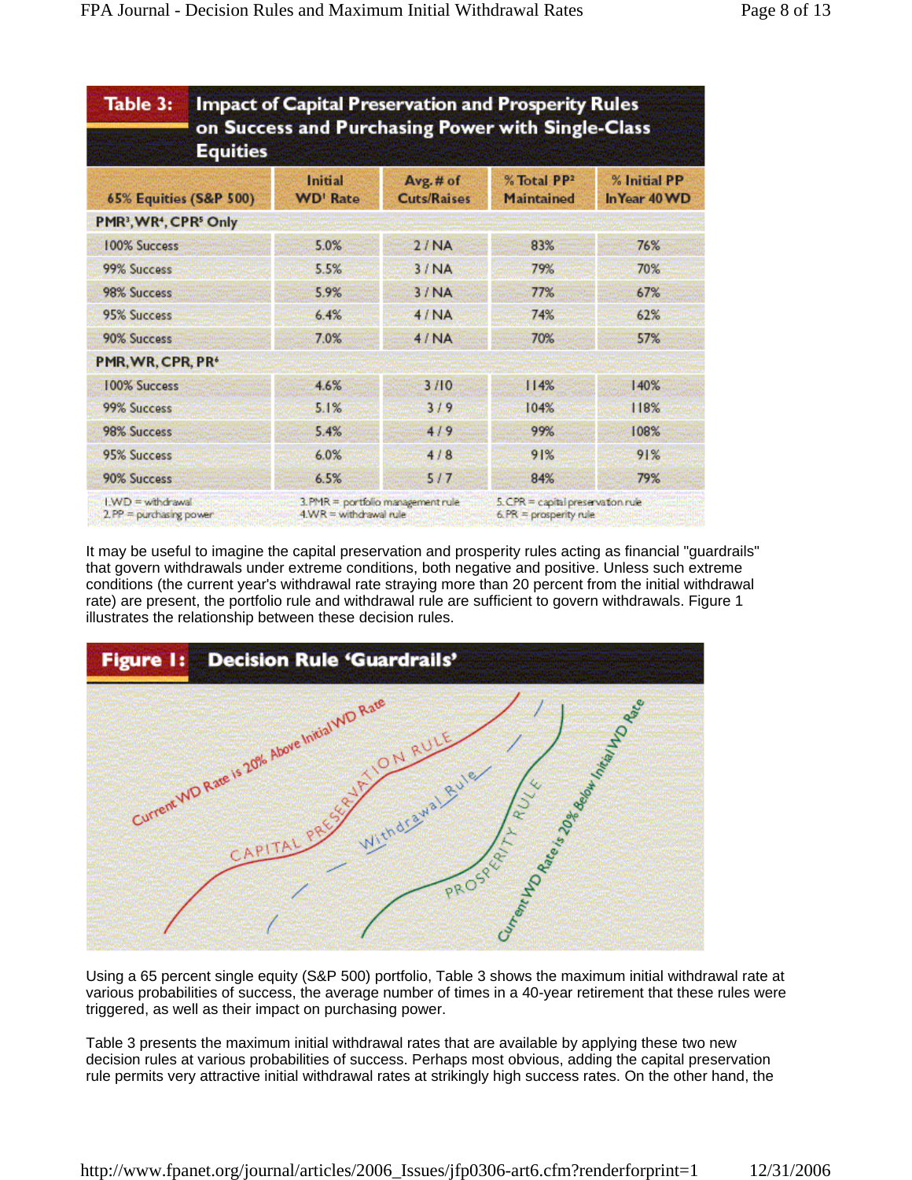**Table 3: Impact of Capital Preservation and Prosperity Rules on Success and Purchasing Power with Single-Class Equities**

| 65% Equities (S&P 500) | Initial WD[1] Rate | Avg. # of Cuts/Raises | % Total PP[2] Maintained | % Initial PP In Year 40 WD |
|---|---|---|---|---|
| **PMR[3], WR[4], CPR[5] Only** | | | | |
| 100% Success | 5.0% | 2 / NA | 83% | 76% |
| 99% Success | 5.5% | 3 / NA | 79% | 70% |
| 98% Success | 5.9% | 3 / NA | 77% | 67% |
| 95% Success | 6.4% | 4 / NA | 74% | 62% |
| 90% Success | 7.0% | 4 / NA | 70% | 57% |
| **PMR, WR, CPR, PR[6]** | | | | |
| 100% Success | 4.6% | 3 /10 | 114% | 140% |
| 99% Success | 5.1% | 3 / 9 | 104% | 118% |
| 98% Success | 5.4% | 4 / 9 | 99% | 108% |
| 95% Success | 6.0% | 4 / 8 | 91% | 91% |
| 90% Success | 6.5% | 5 / 7 | 84% | 79% |

1. WD = withdrawal
2. PP = purchasing power
3. PMR = portfolio management rule
4. WR = withdrawal rule
5. CPR = capital preservation rule
6. PR = prosperity rule

It may be useful to imagine the capital preservation and prosperity rules acting as financial "guardrails" that govern withdrawals under extreme conditions, both negative and positive. Unless such extreme conditions (the current year's withdrawal rate straying more than 20 percent from the initial withdrawal rate) are present, the portfolio rule and withdrawal rule are sufficient to govern withdrawals. Figure 1 illustrates the relationship between these decision rules.

**Figure 1: Decision Rule 'Guardrails'**

Using a 65 percent single equity (S&P 500) portfolio, Table 3 shows the maximum initial withdrawal rate at various probabilities of success, the average number of times in a 40-year retirement that these rules were triggered, as well as their impact on purchasing power.

Table 3 presents the maximum initial withdrawal rates that are available by applying these two new decision rules at various probabilities of success. Perhaps most obvious, adding the capital preservation rule permits very attractive initial withdrawal rates at strikingly high success rates. On the other hand, the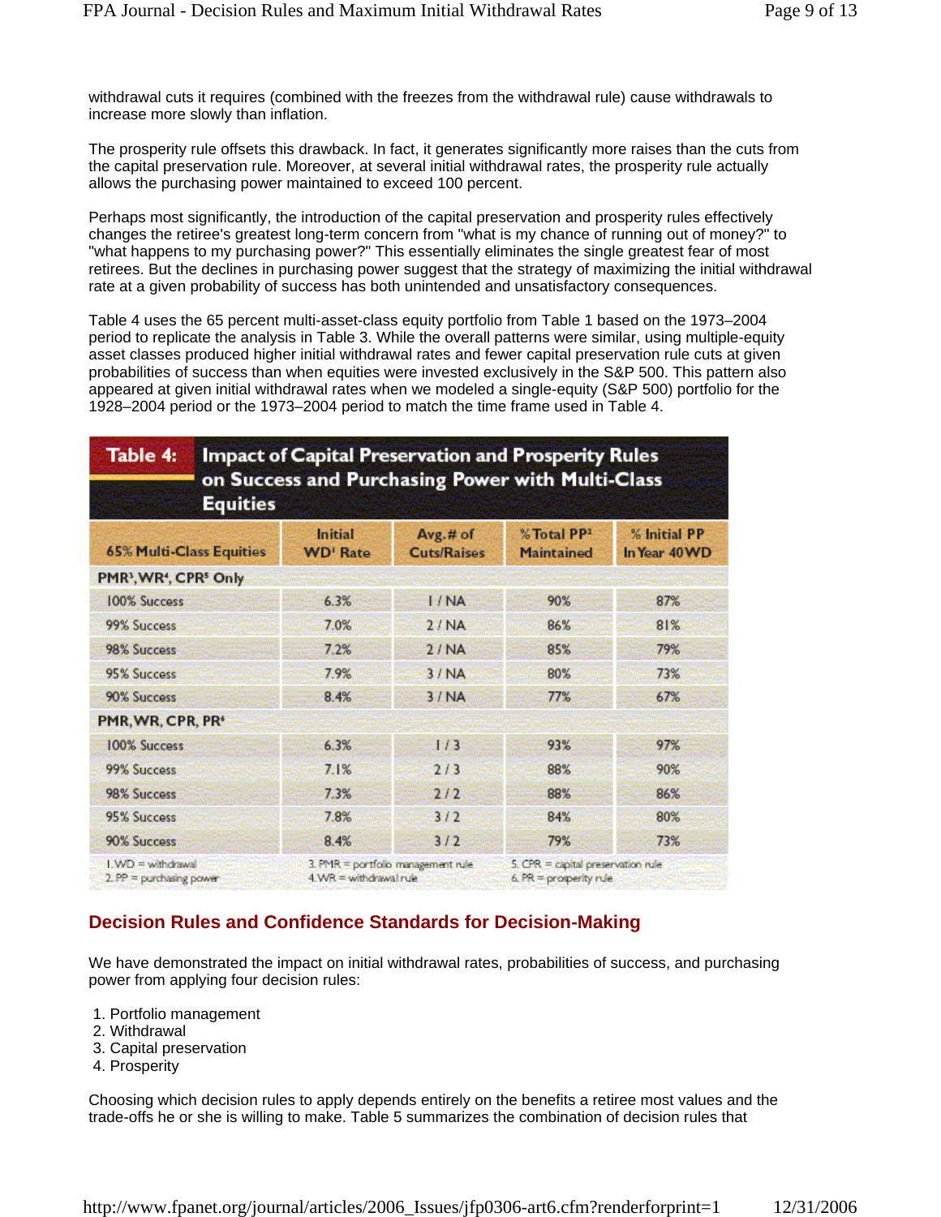withdrawal cuts it requires (combined with the freezes from the withdrawal rule) cause withdrawals to increase more slowly than inflation.

The prosperity rule offsets this drawback. In fact, it generates significantly more raises than the cuts from the capital preservation rule. Moreover, at several initial withdrawal rates, the prosperity rule actually allows the purchasing power maintained to exceed 100 percent.

Perhaps most significantly, the introduction of the capital preservation and prosperity rules effectively changes the retiree's greatest long-term concern from "what is my chance of running out of money?" to "what happens to my purchasing power?" This essentially eliminates the single greatest fear of most retirees. But the declines in purchasing power suggest that the strategy of maximizing the initial withdrawal rate at a given probability of success has both unintended and unsatisfactory consequences.

Table 4 uses the 65 percent multi-asset-class equity portfolio from Table 1 based on the 1973–2004 period to replicate the analysis in Table 3. While the overall patterns were similar, using multiple-equity asset classes produced higher initial withdrawal rates and fewer capital preservation rule cuts at given probabilities of success than when equities were invested exclusively in the S&P 500. This pattern also appeared at given initial withdrawal rates when we modeled a single-equity (S&P 500) portfolio for the 1928–2004 period or the 1973–2004 period to match the time frame used in Table 4.

**Table 4: Impact of Capital Preservation and Prosperity Rules on Success and Purchasing Power with Multi-Class Equities**

| 65% Multi-Class Equities | Initial WD[1] Rate | Avg. # of Cuts/Raises | % Total PP[2] Maintained | % Initial PP In Year 40 WD |
|---|---|---|---|---|
| **PMR[3], WR[4], CPR[5] Only** | | | | |
| 100% Success | 6.3% | 1 / NA | 90% | 87% |
| 99% Success | 7.0% | 2 / NA | 86% | 81% |
| 98% Success | 7.2% | 2 / NA | 85% | 79% |
| 95% Success | 7.9% | 3 / NA | 80% | 73% |
| 90% Success | 8.4% | 3 / NA | 77% | 67% |
| **PMR, WR, CPR, PR[6]** | | | | |
| 100% Success | 6.3% | 1 / 3 | 93% | 97% |
| 99% Success | 7.1% | 2 / 3 | 88% | 90% |
| 98% Success | 7.3% | 2 / 2 | 88% | 86% |
| 95% Success | 7.8% | 3 / 2 | 84% | 80% |
| 90% Success | 8.4% | 3 / 2 | 79% | 73% |

1. WD = withdrawal
2. PP = purchasing power
3. PMR = portfolio management rule
4. WR = withdrawal rule
5. CPR = capital preservation rule
6. PR = prosperity rule

## Decision Rules and Confidence Standards for Decision-Making

We have demonstrated the impact on initial withdrawal rates, probabilities of success, and purchasing power from applying four decision rules:

1. Portfolio management
2. Withdrawal
3. Capital preservation
4. Prosperity

Choosing which decision rules to apply depends entirely on the benefits a retiree most values and the trade-offs he or she is willing to make. Table 5 summarizes the combination of decision rules that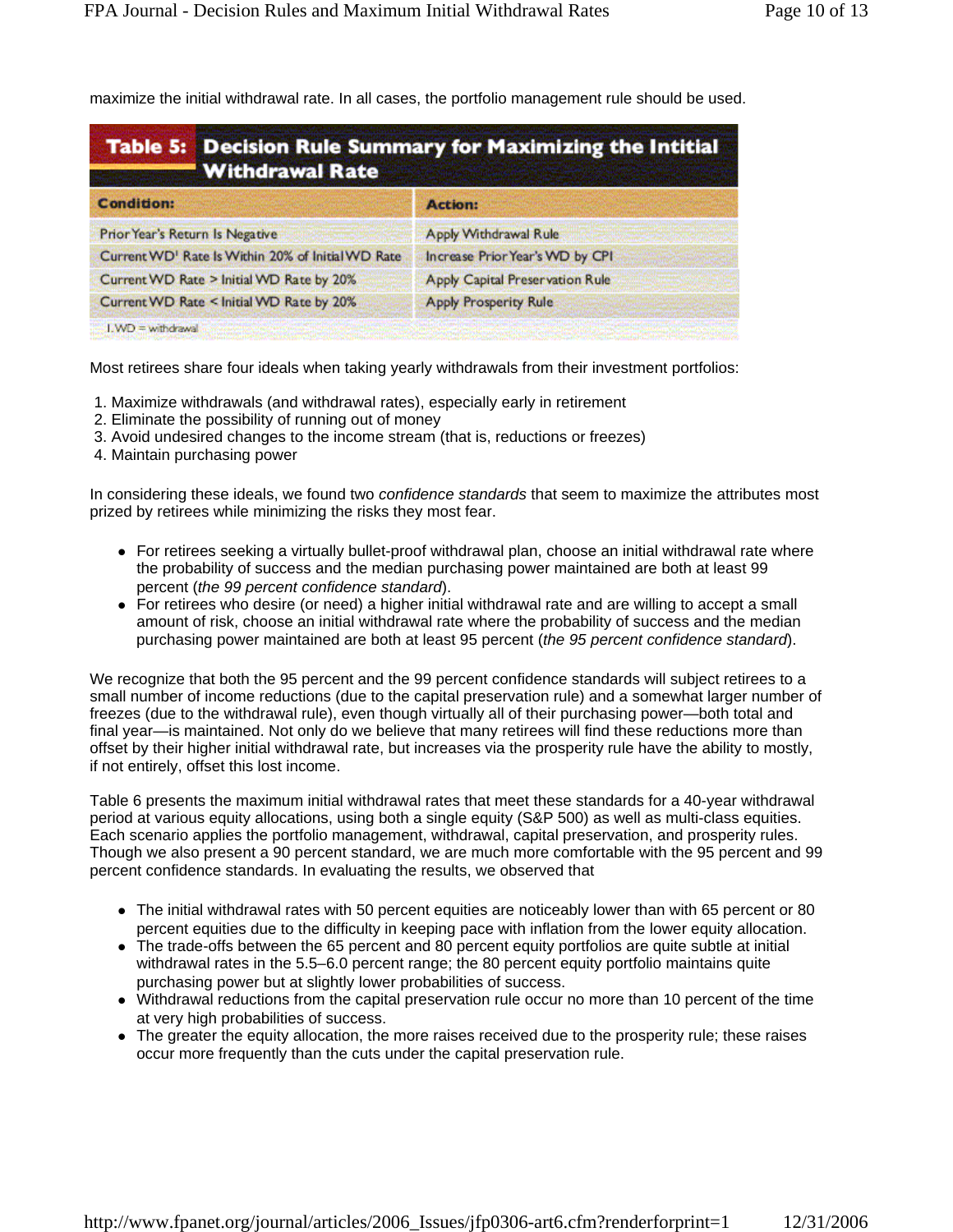maximize the initial withdrawal rate. In all cases, the portfolio management rule should be used.

**Table 5: Decision Rule Summary for Maximizing the Intitial Withdrawal Rate**

| Condition: | Action: |
|---|---|
| Prior Year's Return Is Negative | Apply Withdrawal Rule |
| Current WD[1] Rate Is Within 20% of Initial WD Rate | Increase Prior Year's WD by CPI |
| Current WD Rate > Initial WD Rate by 20% | Apply Capital Preservation Rule |
| Current WD Rate < Initial WD Rate by 20% | Apply Prosperity Rule |

1. WD = withdrawal

Most retirees share four ideals when taking yearly withdrawals from their investment portfolios:

1. Maximize withdrawals (and withdrawal rates), especially early in retirement
2. Eliminate the possibility of running out of money
3. Avoid undesired changes to the income stream (that is, reductions or freezes)
4. Maintain purchasing power

In considering these ideals, we found two *confidence standards* that seem to maximize the attributes most prized by retirees while minimizing the risks they most fear.

- For retirees seeking a virtually bullet-proof withdrawal plan, choose an initial withdrawal rate where the probability of success and the median purchasing power maintained are both at least 99 percent (*the 99 percent confidence standard*).
- For retirees who desire (or need) a higher initial withdrawal rate and are willing to accept a small amount of risk, choose an initial withdrawal rate where the probability of success and the median purchasing power maintained are both at least 95 percent (*the 95 percent confidence standard*).

We recognize that both the 95 percent and the 99 percent confidence standards will subject retirees to a small number of income reductions (due to the capital preservation rule) and a somewhat larger number of freezes (due to the withdrawal rule), even though virtually all of their purchasing power—both total and final year—is maintained. Not only do we believe that many retirees will find these reductions more than offset by their higher initial withdrawal rate, but increases via the prosperity rule have the ability to mostly, if not entirely, offset this lost income.

Table 6 presents the maximum initial withdrawal rates that meet these standards for a 40-year withdrawal period at various equity allocations, using both a single equity (S&P 500) as well as multi-class equities. Each scenario applies the portfolio management, withdrawal, capital preservation, and prosperity rules. Though we also present a 90 percent standard, we are much more comfortable with the 95 percent and 99 percent confidence standards. In evaluating the results, we observed that

- The initial withdrawal rates with 50 percent equities are noticeably lower than with 65 percent or 80 percent equities due to the difficulty in keeping pace with inflation from the lower equity allocation.
- The trade-offs between the 65 percent and 80 percent equity portfolios are quite subtle at initial withdrawal rates in the 5.5–6.0 percent range; the 80 percent equity portfolio maintains quite purchasing power but at slightly lower probabilities of success.
- Withdrawal reductions from the capital preservation rule occur no more than 10 percent of the time at very high probabilities of success.
- The greater the equity allocation, the more raises received due to the prosperity rule; these raises occur more frequently than the cuts under the capital preservation rule.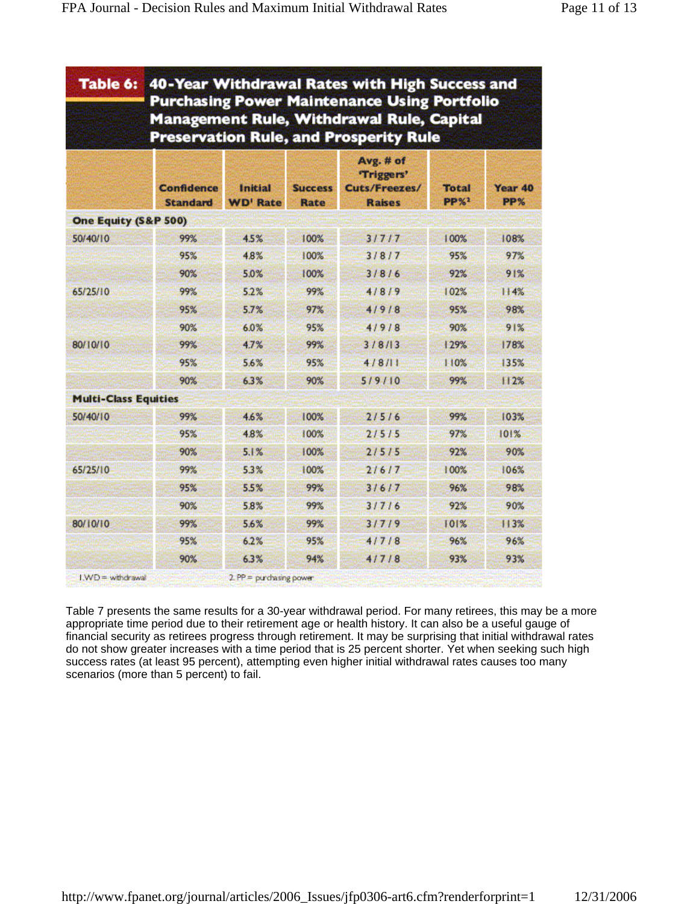**Table 6: 40-Year Withdrawal Rates with High Success and Purchasing Power Maintenance Using Portfolio Management Rule, Withdrawal Rule, Capital Preservation Rule, and Prosperity Rule**

| | Confidence Standard | Initial WD[1] Rate | Success Rate | Avg. # of 'Triggers' Cuts/Freezes/ Raises | Total PP%[2] | Year 40 PP% |
|---|---|---|---|---|---|---|
| **One Equity (S&P 500)** | | | | | | |
| 50/40/10 | 99% | 4.5% | 100% | 3 / 7 / 7 | 100% | 108% |
| | 95% | 4.8% | 100% | 3 / 8 / 7 | 95% | 97% |
| | 90% | 5.0% | 100% | 3 / 8 / 6 | 92% | 91% |
| 65/25/10 | 99% | 5.2% | 99% | 4 / 8 / 9 | 102% | 114% |
| | 95% | 5.7% | 97% | 4 / 9 / 8 | 95% | 98% |
| | 90% | 6.0% | 95% | 4 / 9 / 8 | 90% | 91% |
| 80/10/10 | 99% | 4.7% | 99% | 3 / 8 /13 | 129% | 178% |
| | 95% | 5.6% | 95% | 4 / 8 /11 | 110% | 135% |
| | 90% | 6.3% | 90% | 5 / 9 / 10 | 99% | 112% |
| **Multi-Class Equities** | | | | | | |
| 50/40/10 | 99% | 4.6% | 100% | 2 / 5 / 6 | 99% | 103% |
| | 95% | 4.8% | 100% | 2 / 5 / 5 | 97% | 101% |
| | 90% | 5.1% | 100% | 2 / 5 / 5 | 92% | 90% |
| 65/25/10 | 99% | 5.3% | 100% | 2 / 6 / 7 | 100% | 106% |
| | 95% | 5.5% | 99% | 3 / 6 / 7 | 96% | 98% |
| | 90% | 5.8% | 99% | 3 / 7 / 6 | 92% | 90% |
| 80/10/10 | 99% | 5.6% | 99% | 3 / 7 / 9 | 101% | 113% |
| | 95% | 6.2% | 95% | 4 / 7 / 8 | 96% | 96% |
| | 90% | 6.3% | 94% | 4 / 7 / 8 | 93% | 93% |

1. WD = withdrawal 2. PP = purchasing power

Table 7 presents the same results for a 30-year withdrawal period. For many retirees, this may be a more appropriate time period due to their retirement age or health history. It can also be a useful gauge of financial security as retirees progress through retirement. It may be surprising that initial withdrawal rates do not show greater increases with a time period that is 25 percent shorter. Yet when seeking such high success rates (at least 95 percent), attempting even higher initial withdrawal rates causes too many scenarios (more than 5 percent) to fail.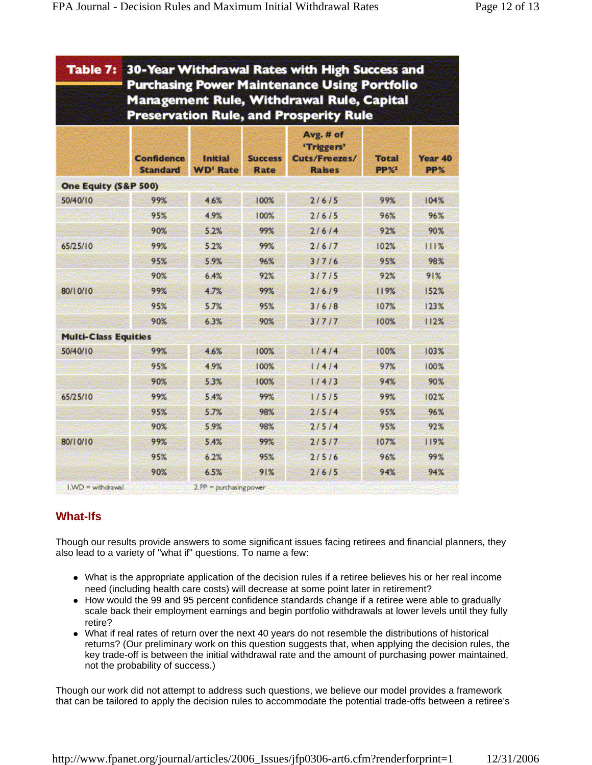**Table 7: 30-Year Withdrawal Rates with High Success and Purchasing Power Maintenance Using Portfolio Management Rule, Withdrawal Rule, Capital Preservation Rule, and Prosperity Rule**

| | Confidence Standard | Initial WD[1] Rate | Success Rate | Avg. # of 'Triggers' Cuts/Freezes/ Raises | Total PP%[2] | Year 40 PP% |
|---|---|---|---|---|---|---|
| **One Equity (S&P 500)** | | | | | | |
| 50/40/10 | 99% | 4.6% | 100% | 2 / 6 / 5 | 99% | 104% |
| | 95% | 4.9% | 100% | 2 / 6 / 5 | 96% | 96% |
| | 90% | 5.2% | 99% | 2 / 6 / 4 | 92% | 90% |
| 65/25/10 | 99% | 5.2% | 99% | 2 / 6 / 7 | 102% | 111% |
| | 95% | 5.9% | 96% | 3 / 7 / 6 | 95% | 98% |
| | 90% | 6.4% | 92% | 3 / 7 / 5 | 92% | 91% |
| 80/10/10 | 99% | 4.7% | 99% | 2 / 6 / 9 | 119% | 152% |
| | 95% | 5.7% | 95% | 3 / 6 / 8 | 107% | 123% |
| | 90% | 6.3% | 90% | 3 / 7 / 7 | 100% | 112% |
| **Multi-Class Equities** | | | | | | |
| 50/40/10 | 99% | 4.6% | 100% | 1 / 4 / 4 | 100% | 103% |
| | 95% | 4.9% | 100% | 1 / 4 / 4 | 97% | 100% |
| | 90% | 5.3% | 100% | 1 / 4 / 3 | 94% | 90% |
| 65/25/10 | 99% | 5.4% | 99% | 1 / 5 / 5 | 99% | 102% |
| | 95% | 5.7% | 98% | 2 / 5 / 4 | 95% | 96% |
| | 90% | 5.9% | 98% | 2 / 5 / 4 | 95% | 92% |
| 80/10/10 | 99% | 5.4% | 99% | 2 / 5 / 7 | 107% | 119% |
| | 95% | 6.2% | 95% | 2 / 5 / 6 | 96% | 99% |
| | 90% | 6.5% | 91% | 2 / 6 / 5 | 94% | 94% |

1. WD = withdrawal  2. PP = purchasing power

## What-Ifs

Though our results provide answers to some significant issues facing retirees and financial planners, they also lead to a variety of "what if" questions. To name a few:

- What is the appropriate application of the decision rules if a retiree believes his or her real income need (including health care costs) will decrease at some point later in retirement?
- How would the 99 and 95 percent confidence standards change if a retiree were able to gradually scale back their employment earnings and begin portfolio withdrawals at lower levels until they fully retire?
- What if real rates of return over the next 40 years do not resemble the distributions of historical returns? (Our preliminary work on this question suggests that, when applying the decision rules, the key trade-off is between the initial withdrawal rate and the amount of purchasing power maintained, not the probability of success.)

Though our work did not attempt to address such questions, we believe our model provides a framework that can be tailored to apply the decision rules to accommodate the potential trade-offs between a retiree's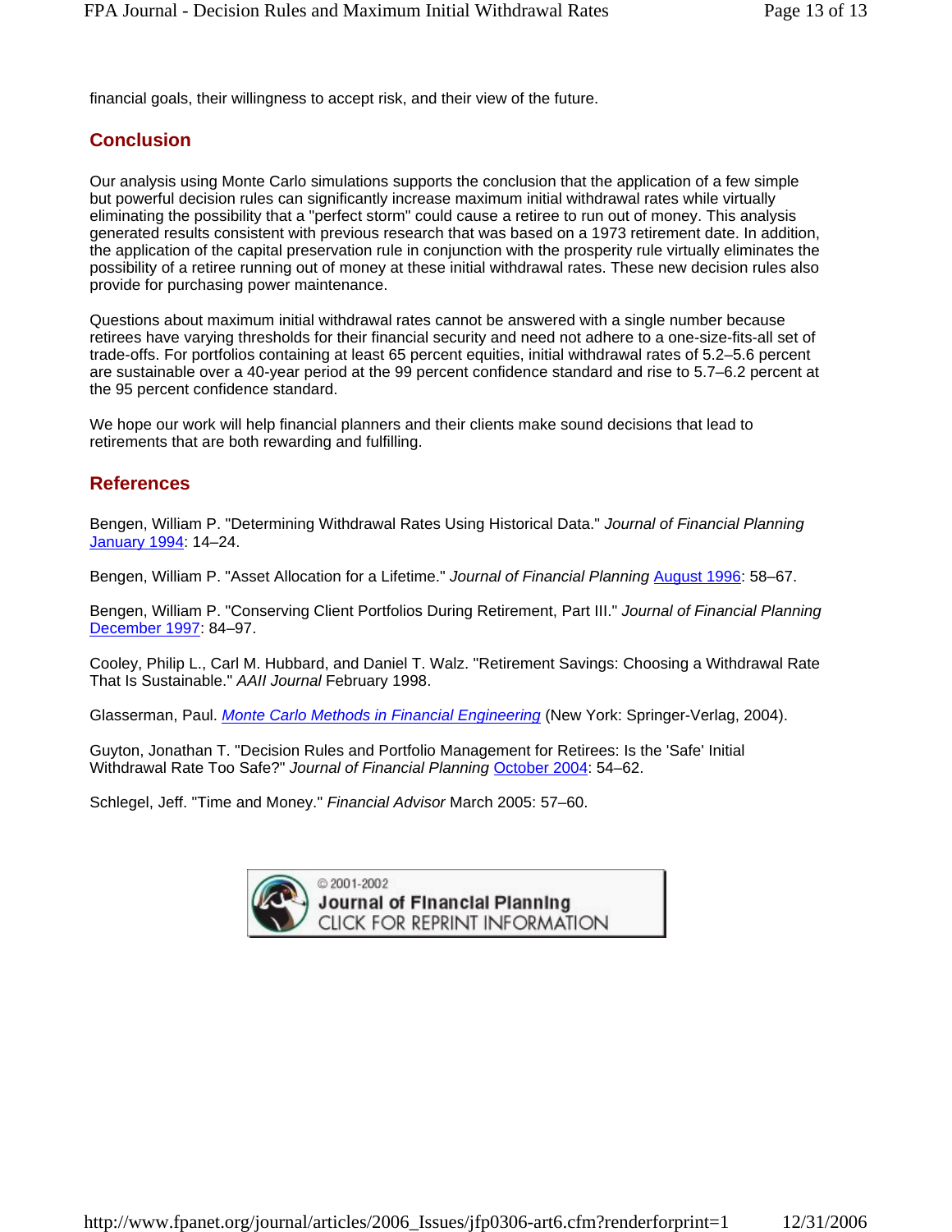financial goals, their willingness to accept risk, and their view of the future.

## Conclusion

Our analysis using Monte Carlo simulations supports the conclusion that the application of a few simple but powerful decision rules can significantly increase maximum initial withdrawal rates while virtually eliminating the possibility that a "perfect storm" could cause a retiree to run out of money. This analysis generated results consistent with previous research that was based on a 1973 retirement date. In addition, the application of the capital preservation rule in conjunction with the prosperity rule virtually eliminates the possibility of a retiree running out of money at these initial withdrawal rates. These new decision rules also provide for purchasing power maintenance.

Questions about maximum initial withdrawal rates cannot be answered with a single number because retirees have varying thresholds for their financial security and need not adhere to a one-size-fits-all set of trade-offs. For portfolios containing at least 65 percent equities, initial withdrawal rates of 5.2–5.6 percent are sustainable over a 40-year period at the 99 percent confidence standard and rise to 5.7–6.2 percent at the 95 percent confidence standard.

We hope our work will help financial planners and their clients make sound decisions that lead to retirements that are both rewarding and fulfilling.

## References

Bengen, William P. "Determining Withdrawal Rates Using Historical Data." *Journal of Financial Planning* January 1994: 14–24.

Bengen, William P. "Asset Allocation for a Lifetime." *Journal of Financial Planning* August 1996: 58–67.

Bengen, William P. "Conserving Client Portfolios During Retirement, Part III." *Journal of Financial Planning* December 1997: 84–97.

Cooley, Philip L., Carl M. Hubbard, and Daniel T. Walz. "Retirement Savings: Choosing a Withdrawal Rate That Is Sustainable." *AAII Journal* February 1998.

Glasserman, Paul. *Monte Carlo Methods in Financial Engineering* (New York: Springer-Verlag, 2004).

Guyton, Jonathan T. "Decision Rules and Portfolio Management for Retirees: Is the 'Safe' Initial Withdrawal Rate Too Safe?" *Journal of Financial Planning* October 2004: 54–62.

Schlegel, Jeff. "Time and Money." *Financial Advisor* March 2005: 57–60.

© 2001-2002 Journal of Financial Planning CLICK FOR REPRINT INFORMATION